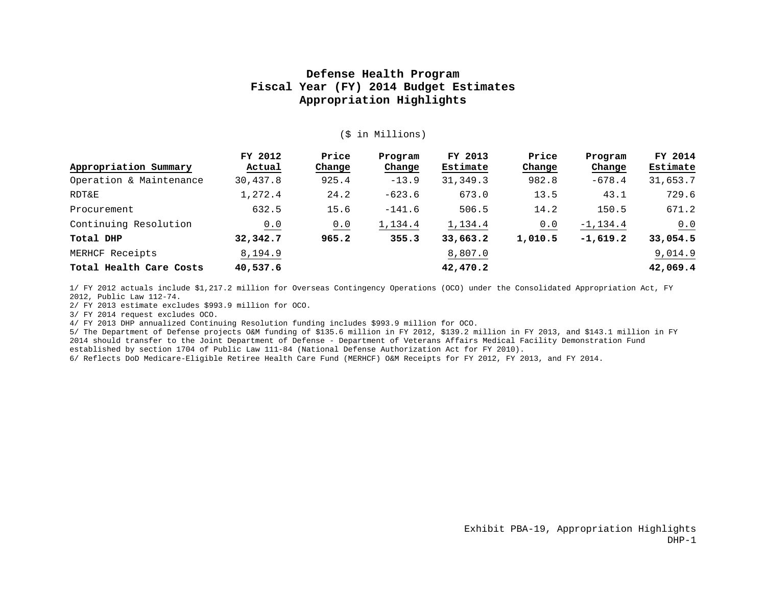# Defense Health Program
## Fiscal Year (FY) 2014 Budget Estimates
## Appropriation Highlights

($ in Millions)

| Appropriation Summary | FY 2012 Actual | Price Change | Program Change | FY 2013 Estimate | Price Change | Program Change | FY 2014 Estimate |
|---|---|---|---|---|---|---|---|
| Operation & Maintenance | 30,437.8 | 925.4 | -13.9 | 31,349.3 | 982.8 | -678.4 | 31,653.7 |
| RDT&E | 1,272.4 | 24.2 | -623.6 | 673.0 | 13.5 | 43.1 | 729.6 |
| Procurement | 632.5 | 15.6 | -141.6 | 506.5 | 14.2 | 150.5 | 671.2 |
| Continuing Resolution | 0.0 | 0.0 | 1,134.4 | 1,134.4 | 0.0 | -1,134.4 | 0.0 |
| **Total DHP** | **32,342.7** | **965.2** | **355.3** | **33,663.2** | **1,010.5** | **-1,619.2** | **33,054.5** |
| MERHCF Receipts | 8,194.9 | | | 8,807.0 | | | 9,014.9 |
| **Total Health Care Costs** | **40,537.6** | | | **42,470.2** | | | **42,069.4** |

1/ FY 2012 actuals include $1,217.2 million for Overseas Contingency Operations (OCO) under the Consolidated Appropriation Act, FY 2012, Public Law 112-74.

2/ FY 2013 estimate excludes $993.9 million for OCO.

3/ FY 2014 request excludes OCO.

4/ FY 2013 DHP annualized Continuing Resolution funding includes $993.9 million for OCO.

5/ The Department of Defense projects O&M funding of $135.6 million in FY 2012, $139.2 million in FY 2013, and $143.1 million in FY 2014 should transfer to the Joint Department of Defense - Department of Veterans Affairs Medical Facility Demonstration Fund established by section 1704 of Public Law 111-84 (National Defense Authorization Act for FY 2010).

6/ Reflects DoD Medicare-Eligible Retiree Health Care Fund (MERHCF) O&M Receipts for FY 2012, FY 2013, and FY 2014.

Exhibit PBA-19, Appropriation Highlights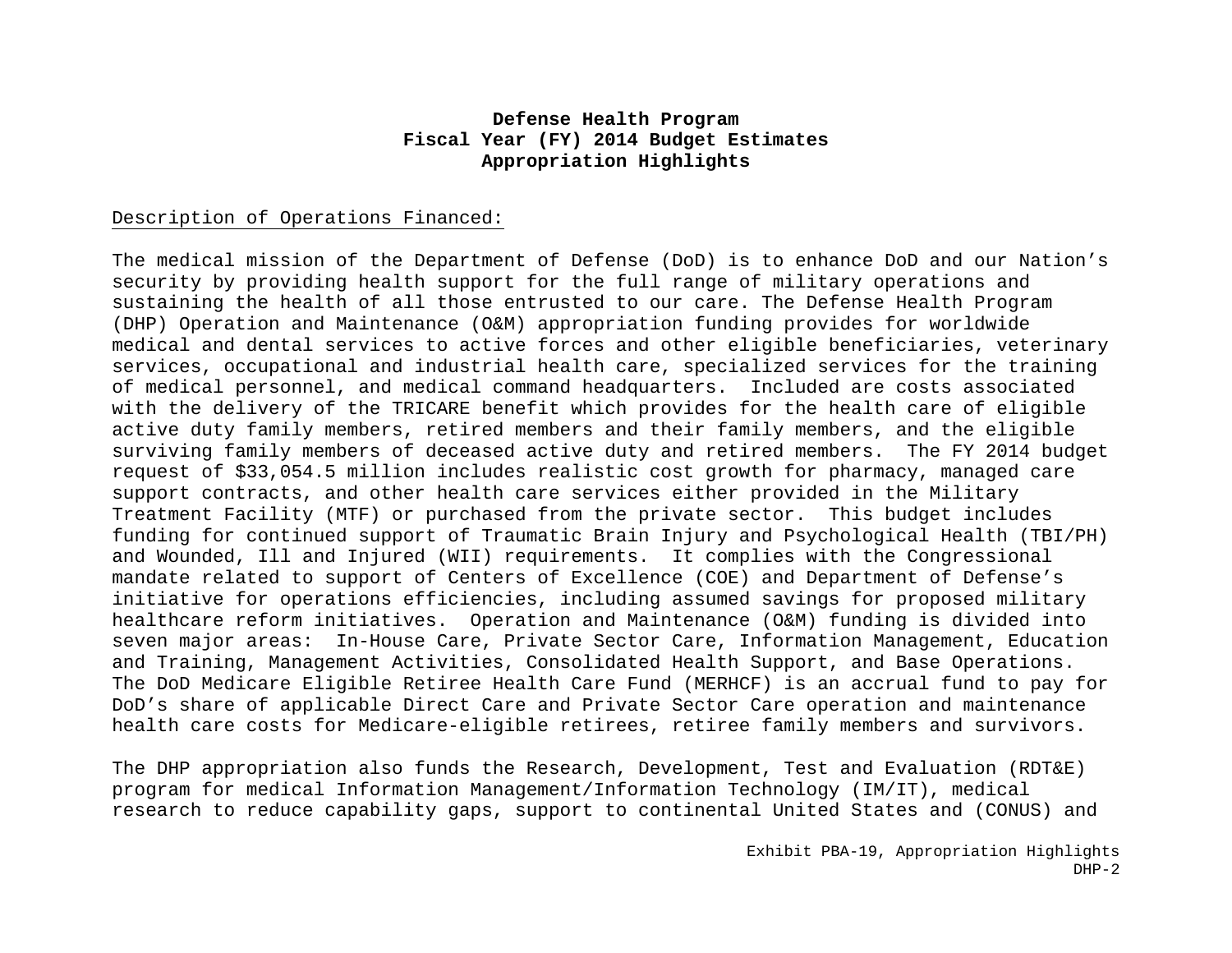# Defense Health Program
## Fiscal Year (FY) 2014 Budget Estimates
## Appropriation Highlights

Description of Operations Financed:

The medical mission of the Department of Defense (DoD) is to enhance DoD and our Nation's security by providing health support for the full range of military operations and sustaining the health of all those entrusted to our care. The Defense Health Program (DHP) Operation and Maintenance (O&M) appropriation funding provides for worldwide medical and dental services to active forces and other eligible beneficiaries, veterinary services, occupational and industrial health care, specialized services for the training of medical personnel, and medical command headquarters. Included are costs associated with the delivery of the TRICARE benefit which provides for the health care of eligible active duty family members, retired members and their family members, and the eligible surviving family members of deceased active duty and retired members. The FY 2014 budget request of $33,054.5 million includes realistic cost growth for pharmacy, managed care support contracts, and other health care services either provided in the Military Treatment Facility (MTF) or purchased from the private sector. This budget includes funding for continued support of Traumatic Brain Injury and Psychological Health (TBI/PH) and Wounded, Ill and Injured (WII) requirements. It complies with the Congressional mandate related to support of Centers of Excellence (COE) and Department of Defense's initiative for operations efficiencies, including assumed savings for proposed military healthcare reform initiatives. Operation and Maintenance (O&M) funding is divided into seven major areas: In-House Care, Private Sector Care, Information Management, Education and Training, Management Activities, Consolidated Health Support, and Base Operations. The DoD Medicare Eligible Retiree Health Care Fund (MERHCF) is an accrual fund to pay for DoD's share of applicable Direct Care and Private Sector Care operation and maintenance health care costs for Medicare-eligible retirees, retiree family members and survivors.

The DHP appropriation also funds the Research, Development, Test and Evaluation (RDT&E) program for medical Information Management/Information Technology (IM/IT), medical research to reduce capability gaps, support to continental United States and (CONUS) and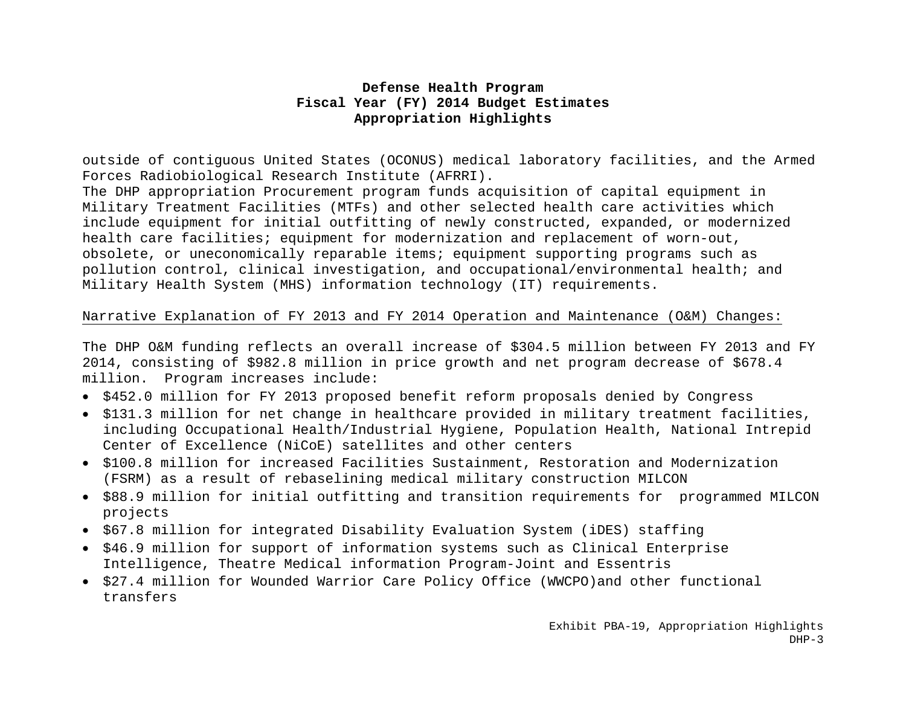outside of contiguous United States (OCONUS) medical laboratory facilities, and the Armed Forces Radiobiological Research Institute (AFRRI).

The DHP appropriation Procurement program funds acquisition of capital equipment in Military Treatment Facilities (MTFs) and other selected health care activities which include equipment for initial outfitting of newly constructed, expanded, or modernized health care facilities; equipment for modernization and replacement of worn-out, obsolete, or uneconomically reparable items; equipment supporting programs such as pollution control, clinical investigation, and occupational/environmental health; and Military Health System (MHS) information technology (IT) requirements.

Narrative Explanation of FY 2013 and FY 2014 Operation and Maintenance (O&M) Changes:

The DHP O&M funding reflects an overall increase of $304.5 million between FY 2013 and FY 2014, consisting of $982.8 million in price growth and net program decrease of $678.4 million. Program increases include:

- $452.0 million for FY 2013 proposed benefit reform proposals denied by Congress
- $131.3 million for net change in healthcare provided in military treatment facilities, including Occupational Health/Industrial Hygiene, Population Health, National Intrepid Center of Excellence (NiCoE) satellites and other centers
- $100.8 million for increased Facilities Sustainment, Restoration and Modernization (FSRM) as a result of rebaselining medical military construction MILCON
- $88.9 million for initial outfitting and transition requirements for programmed MILCON projects
- $67.8 million for integrated Disability Evaluation System (iDES) staffing
- $46.9 million for support of information systems such as Clinical Enterprise Intelligence, Theatre Medical information Program-Joint and Essentris
- $27.4 million for Wounded Warrior Care Policy Office (WWCPO)and other functional transfers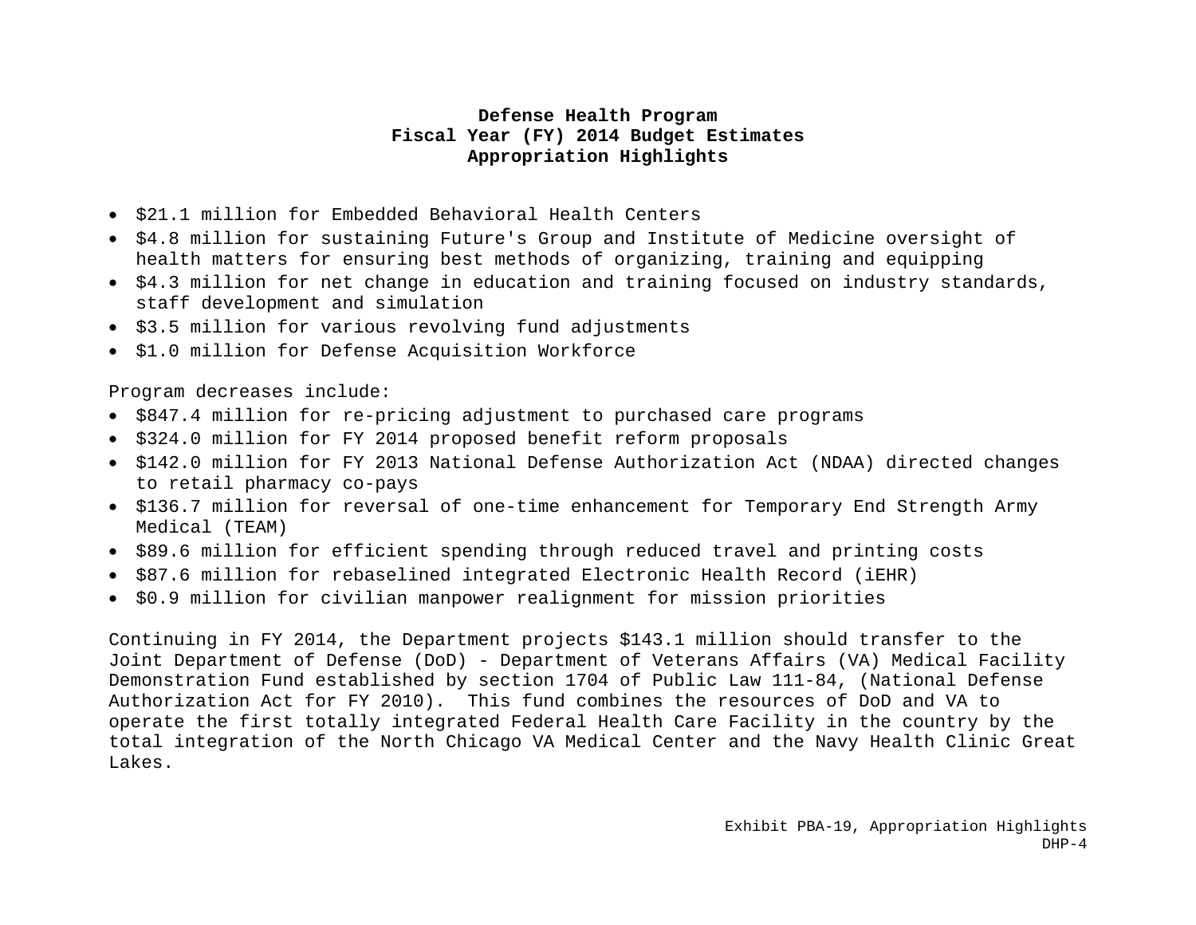**Defense Health Program**
**Fiscal Year (FY) 2014 Budget Estimates**
**Appropriation Highlights**

- $21.1 million for Embedded Behavioral Health Centers
- $4.8 million for sustaining Future's Group and Institute of Medicine oversight of health matters for ensuring best methods of organizing, training and equipping
- $4.3 million for net change in education and training focused on industry standards, staff development and simulation
- $3.5 million for various revolving fund adjustments
- $1.0 million for Defense Acquisition Workforce

Program decreases include:

- $847.4 million for re-pricing adjustment to purchased care programs
- $324.0 million for FY 2014 proposed benefit reform proposals
- $142.0 million for FY 2013 National Defense Authorization Act (NDAA) directed changes to retail pharmacy co-pays
- $136.7 million for reversal of one-time enhancement for Temporary End Strength Army Medical (TEAM)
- $89.6 million for efficient spending through reduced travel and printing costs
- $87.6 million for rebaselined integrated Electronic Health Record (iEHR)
- $0.9 million for civilian manpower realignment for mission priorities

Continuing in FY 2014, the Department projects $143.1 million should transfer to the Joint Department of Defense (DoD) - Department of Veterans Affairs (VA) Medical Facility Demonstration Fund established by section 1704 of Public Law 111-84, (National Defense Authorization Act for FY 2010). This fund combines the resources of DoD and VA to operate the first totally integrated Federal Health Care Facility in the country by the total integration of the North Chicago VA Medical Center and the Navy Health Clinic Great Lakes.

Exhibit PBA-19, Appropriation Highlights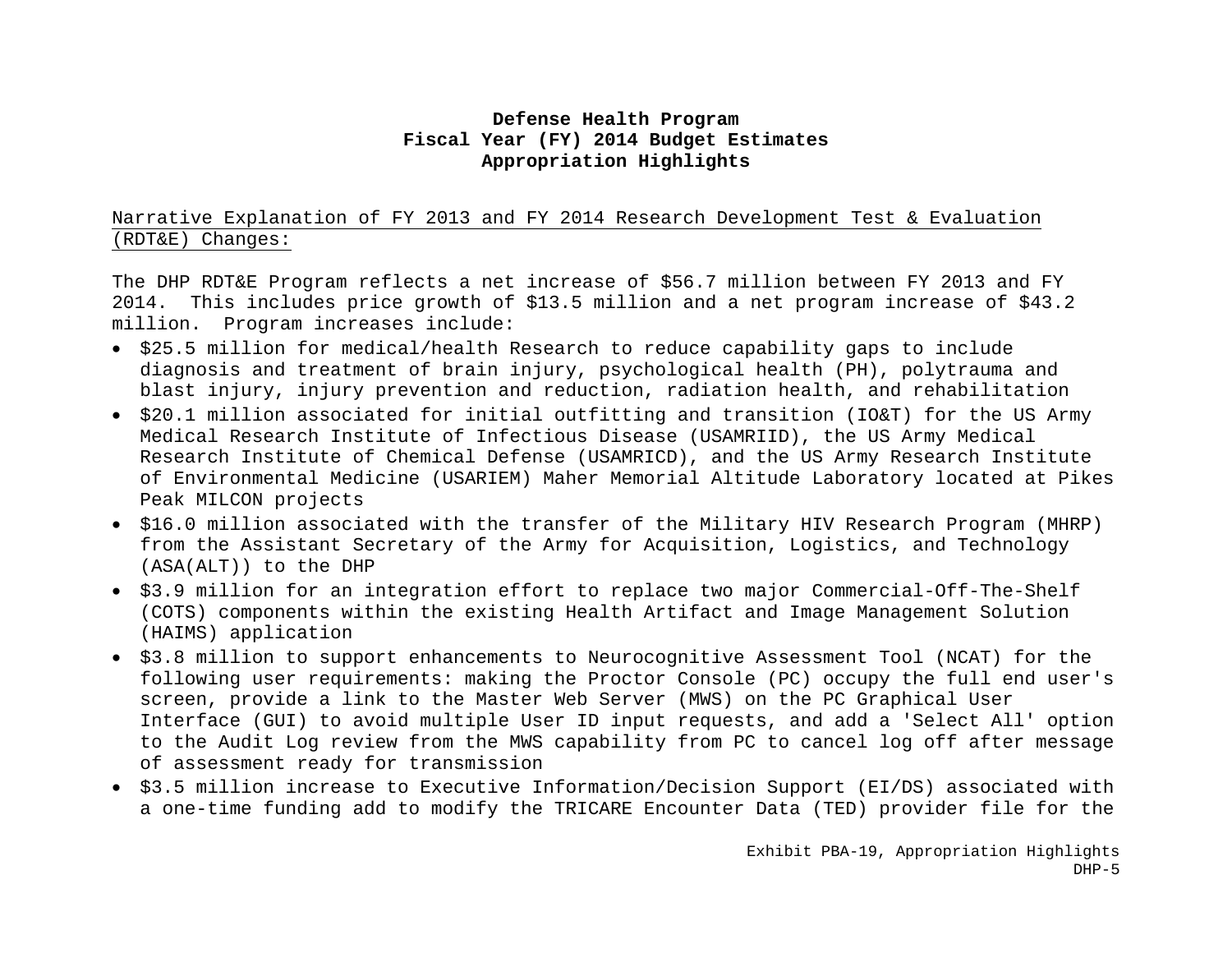**Defense Health Program**
**Fiscal Year (FY) 2014 Budget Estimates**
**Appropriation Highlights**

Narrative Explanation of FY 2013 and FY 2014 Research Development Test & Evaluation (RDT&E) Changes:

The DHP RDT&E Program reflects a net increase of $56.7 million between FY 2013 and FY 2014. This includes price growth of $13.5 million and a net program increase of $43.2 million. Program increases include:

- $25.5 million for medical/health Research to reduce capability gaps to include diagnosis and treatment of brain injury, psychological health (PH), polytrauma and blast injury, injury prevention and reduction, radiation health, and rehabilitation
- $20.1 million associated for initial outfitting and transition (IO&T) for the US Army Medical Research Institute of Infectious Disease (USAMRIID), the US Army Medical Research Institute of Chemical Defense (USAMRICD), and the US Army Research Institute of Environmental Medicine (USARIEM) Maher Memorial Altitude Laboratory located at Pikes Peak MILCON projects
- $16.0 million associated with the transfer of the Military HIV Research Program (MHRP) from the Assistant Secretary of the Army for Acquisition, Logistics, and Technology (ASA(ALT)) to the DHP
- $3.9 million for an integration effort to replace two major Commercial-Off-The-Shelf (COTS) components within the existing Health Artifact and Image Management Solution (HAIMS) application
- $3.8 million to support enhancements to Neurocognitive Assessment Tool (NCAT) for the following user requirements: making the Proctor Console (PC) occupy the full end user's screen, provide a link to the Master Web Server (MWS) on the PC Graphical User Interface (GUI) to avoid multiple User ID input requests, and add a 'Select All' option to the Audit Log review from the MWS capability from PC to cancel log off after message of assessment ready for transmission
- $3.5 million increase to Executive Information/Decision Support (EI/DS) associated with a one-time funding add to modify the TRICARE Encounter Data (TED) provider file for the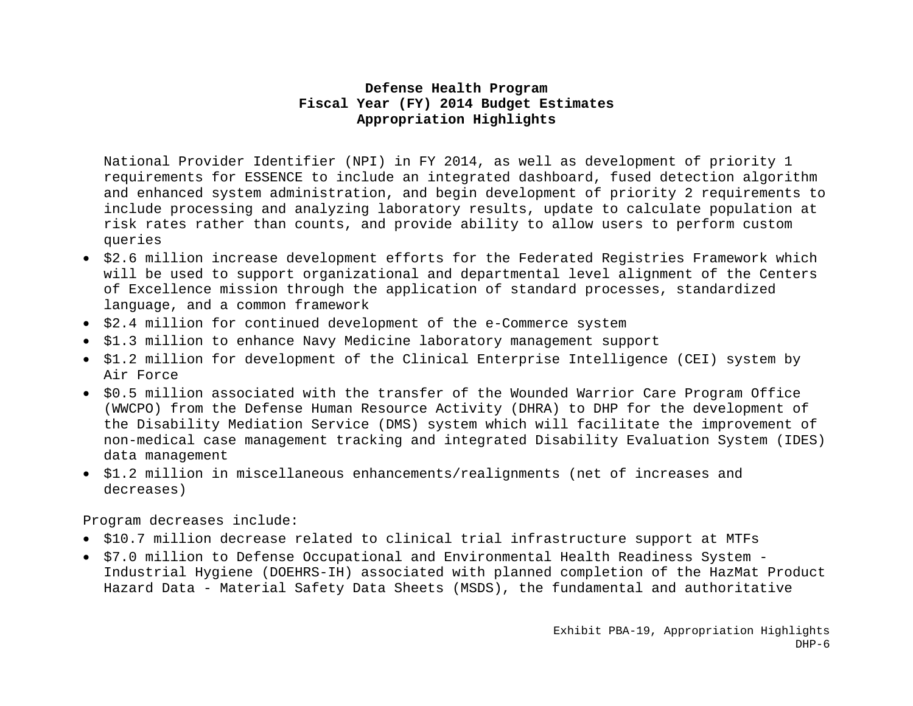National Provider Identifier (NPI) in FY 2014, as well as development of priority 1 requirements for ESSENCE to include an integrated dashboard, fused detection algorithm and enhanced system administration, and begin development of priority 2 requirements to include processing and analyzing laboratory results, update to calculate population at risk rates rather than counts, and provide ability to allow users to perform custom queries

- $2.6 million increase development efforts for the Federated Registries Framework which will be used to support organizational and departmental level alignment of the Centers of Excellence mission through the application of standard processes, standardized language, and a common framework
- $2.4 million for continued development of the e-Commerce system
- $1.3 million to enhance Navy Medicine laboratory management support
- $1.2 million for development of the Clinical Enterprise Intelligence (CEI) system by Air Force
- $0.5 million associated with the transfer of the Wounded Warrior Care Program Office (WWCPO) from the Defense Human Resource Activity (DHRA) to DHP for the development of the Disability Mediation Service (DMS) system which will facilitate the improvement of non-medical case management tracking and integrated Disability Evaluation System (IDES) data management
- $1.2 million in miscellaneous enhancements/realignments (net of increases and decreases)

Program decreases include:

- $10.7 million decrease related to clinical trial infrastructure support at MTFs
- $7.0 million to Defense Occupational and Environmental Health Readiness System - Industrial Hygiene (DOEHRS-IH) associated with planned completion of the HazMat Product Hazard Data - Material Safety Data Sheets (MSDS), the fundamental and authoritative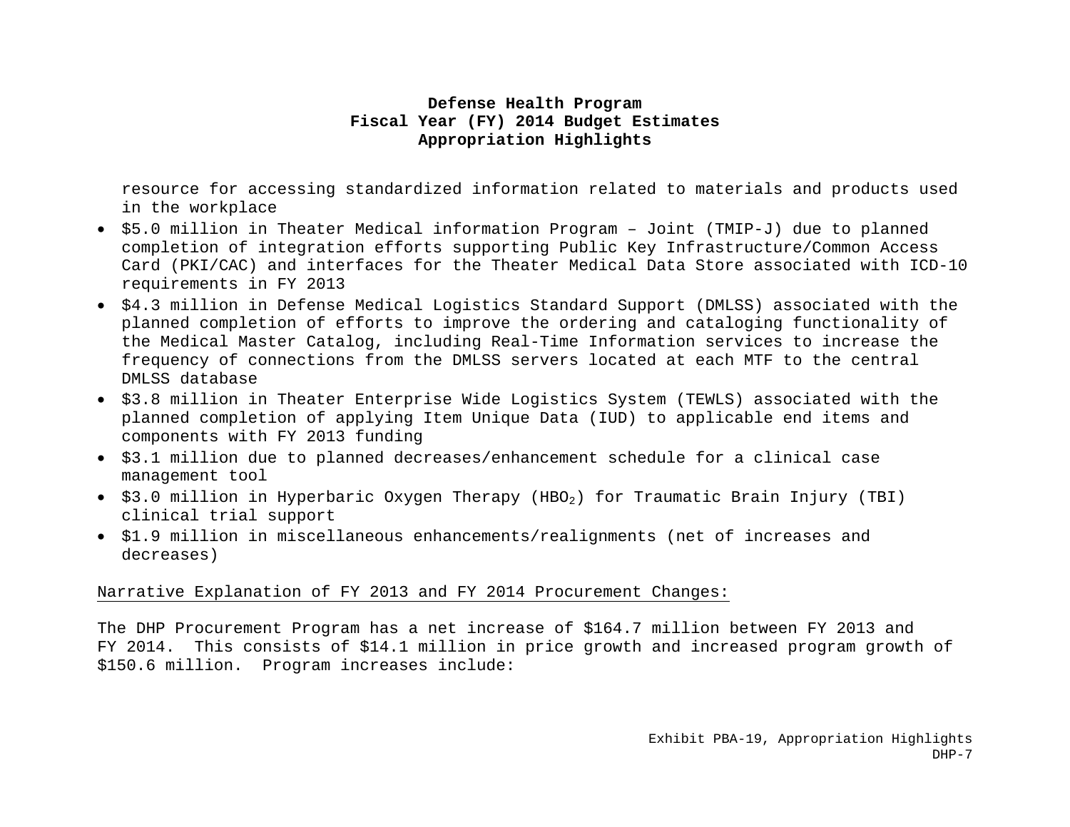resource for accessing standardized information related to materials and products used in the workplace

- $5.0 million in Theater Medical information Program – Joint (TMIP-J) due to planned completion of integration efforts supporting Public Key Infrastructure/Common Access Card (PKI/CAC) and interfaces for the Theater Medical Data Store associated with ICD-10 requirements in FY 2013
- $4.3 million in Defense Medical Logistics Standard Support (DMLSS) associated with the planned completion of efforts to improve the ordering and cataloging functionality of the Medical Master Catalog, including Real-Time Information services to increase the frequency of connections from the DMLSS servers located at each MTF to the central DMLSS database
- $3.8 million in Theater Enterprise Wide Logistics System (TEWLS) associated with the planned completion of applying Item Unique Data (IUD) to applicable end items and components with FY 2013 funding
- $3.1 million due to planned decreases/enhancement schedule for a clinical case management tool
- $3.0 million in Hyperbaric Oxygen Therapy ($HBO_2$) for Traumatic Brain Injury (TBI) clinical trial support
- $1.9 million in miscellaneous enhancements/realignments (net of increases and decreases)

Narrative Explanation of FY 2013 and FY 2014 Procurement Changes:

The DHP Procurement Program has a net increase of $164.7 million between FY 2013 and FY 2014. This consists of $14.1 million in price growth and increased program growth of $150.6 million. Program increases include: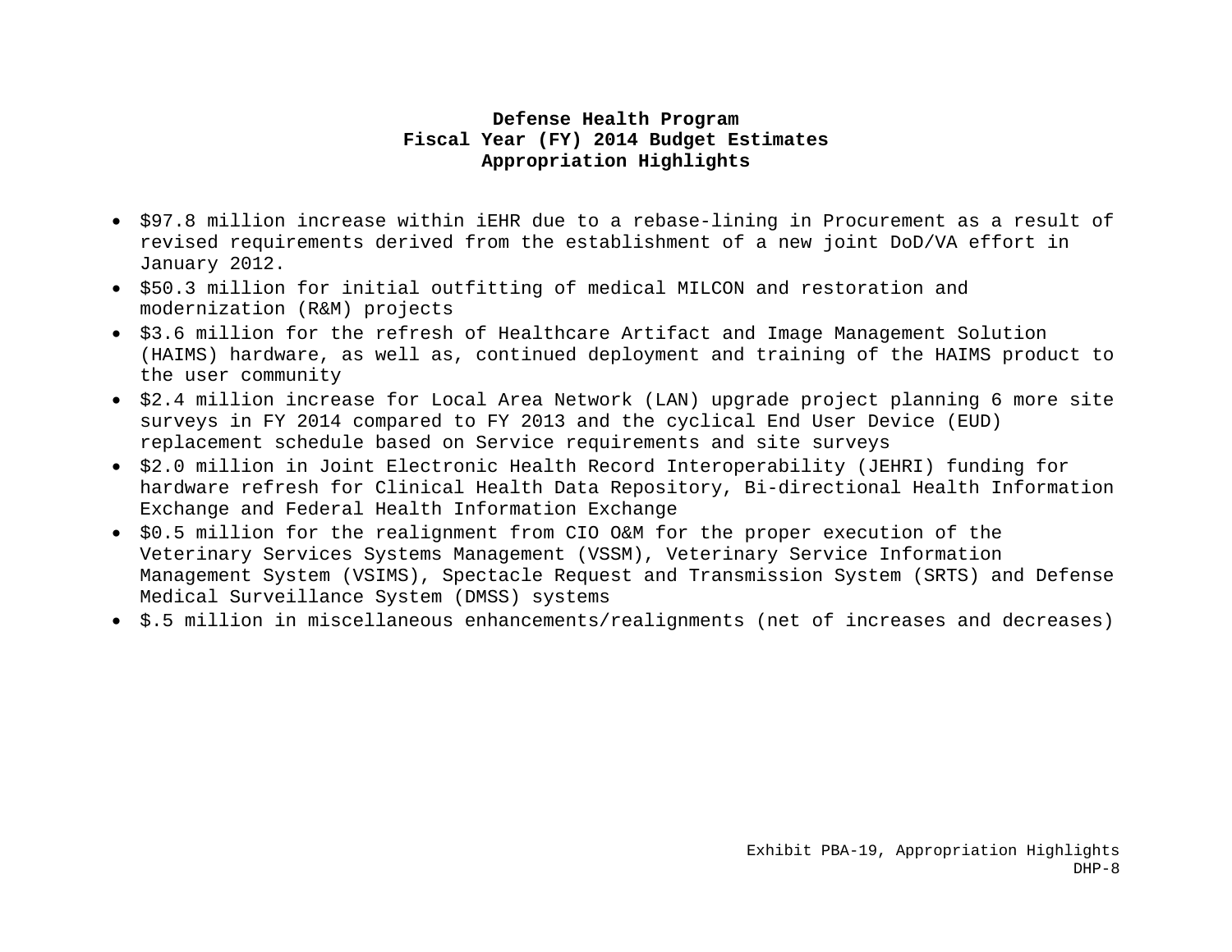**Defense Health Program**
**Fiscal Year (FY) 2014 Budget Estimates**
**Appropriation Highlights**

- $97.8 million increase within iEHR due to a rebase-lining in Procurement as a result of revised requirements derived from the establishment of a new joint DoD/VA effort in January 2012.
- $50.3 million for initial outfitting of medical MILCON and restoration and modernization (R&M) projects
- $3.6 million for the refresh of Healthcare Artifact and Image Management Solution (HAIMS) hardware, as well as, continued deployment and training of the HAIMS product to the user community
- $2.4 million increase for Local Area Network (LAN) upgrade project planning 6 more site surveys in FY 2014 compared to FY 2013 and the cyclical End User Device (EUD) replacement schedule based on Service requirements and site surveys
- $2.0 million in Joint Electronic Health Record Interoperability (JEHRI) funding for hardware refresh for Clinical Health Data Repository, Bi-directional Health Information Exchange and Federal Health Information Exchange
- $0.5 million for the realignment from CIO O&M for the proper execution of the Veterinary Services Systems Management (VSSM), Veterinary Service Information Management System (VSIMS), Spectacle Request and Transmission System (SRTS) and Defense Medical Surveillance System (DMSS) systems
- $.5 million in miscellaneous enhancements/realignments (net of increases and decreases)

Exhibit PBA-19, Appropriation Highlights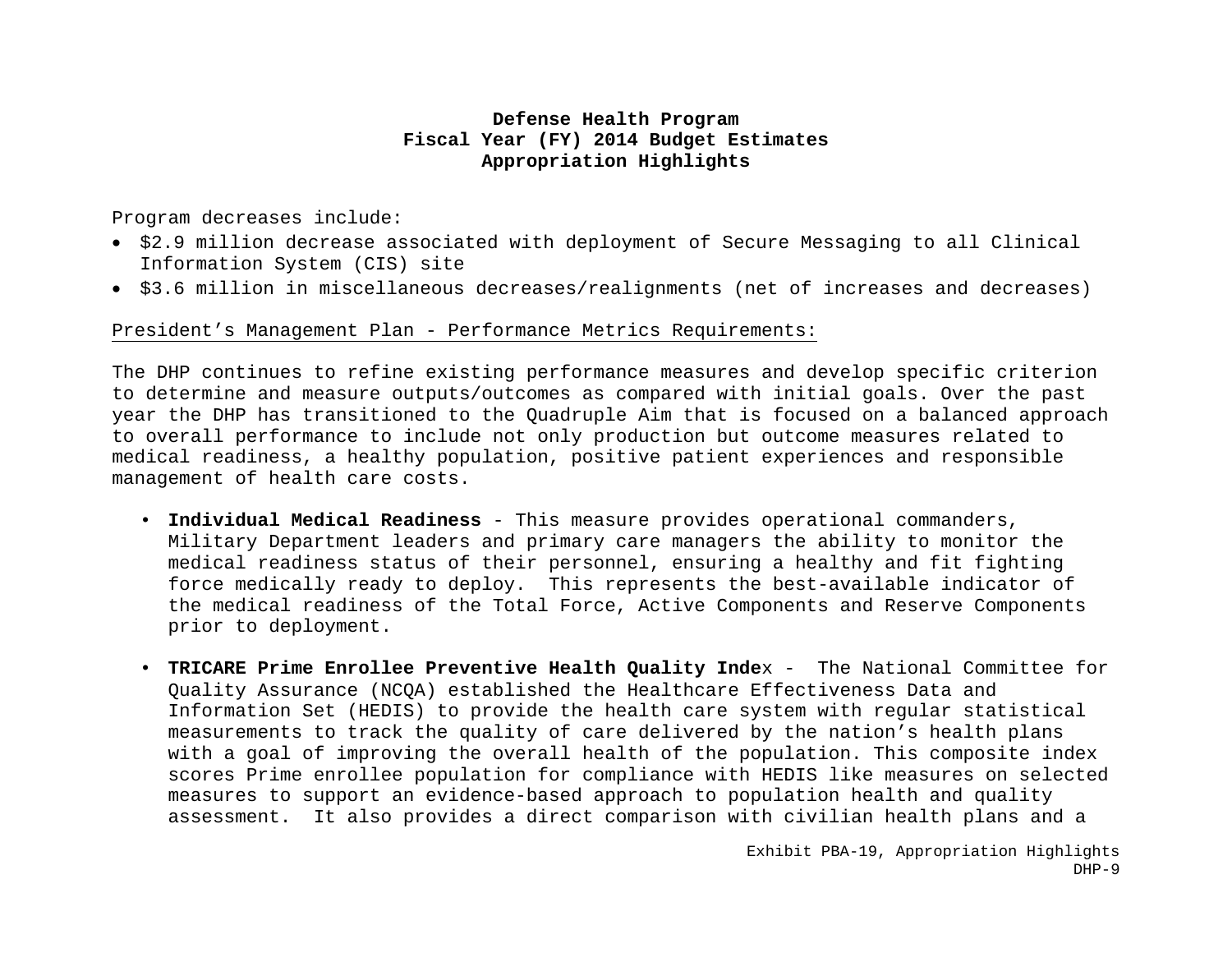# Defense Health Program
## Fiscal Year (FY) 2014 Budget Estimates
## Appropriation Highlights

Program decreases include:

- \$2.9 million decrease associated with deployment of Secure Messaging to all Clinical Information System (CIS) site
- \$3.6 million in miscellaneous decreases/realignments (net of increases and decreases)

President's Management Plan - Performance Metrics Requirements:

The DHP continues to refine existing performance measures and develop specific criterion to determine and measure outputs/outcomes as compared with initial goals. Over the past year the DHP has transitioned to the Quadruple Aim that is focused on a balanced approach to overall performance to include not only production but outcome measures related to medical readiness, a healthy population, positive patient experiences and responsible management of health care costs.

- **Individual Medical Readiness** - This measure provides operational commanders, Military Department leaders and primary care managers the ability to monitor the medical readiness status of their personnel, ensuring a healthy and fit fighting force medically ready to deploy. This represents the best-available indicator of the medical readiness of the Total Force, Active Components and Reserve Components prior to deployment.

- **TRICARE Prime Enrollee Preventive Health Quality Inde**x - The National Committee for Quality Assurance (NCQA) established the Healthcare Effectiveness Data and Information Set (HEDIS) to provide the health care system with regular statistical measurements to track the quality of care delivered by the nation's health plans with a goal of improving the overall health of the population. This composite index scores Prime enrollee population for compliance with HEDIS like measures on selected measures to support an evidence-based approach to population health and quality assessment. It also provides a direct comparison with civilian health plans and a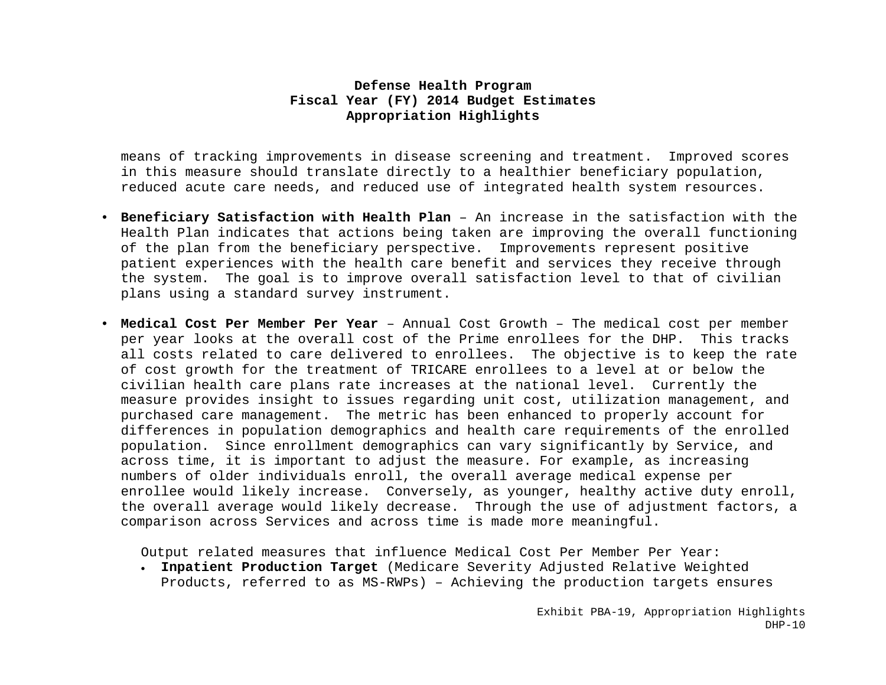means of tracking improvements in disease screening and treatment. Improved scores in this measure should translate directly to a healthier beneficiary population, reduced acute care needs, and reduced use of integrated health system resources.

- **Beneficiary Satisfaction with Health Plan** – An increase in the satisfaction with the Health Plan indicates that actions being taken are improving the overall functioning of the plan from the beneficiary perspective. Improvements represent positive patient experiences with the health care benefit and services they receive through the system. The goal is to improve overall satisfaction level to that of civilian plans using a standard survey instrument.

- **Medical Cost Per Member Per Year** – Annual Cost Growth – The medical cost per member per year looks at the overall cost of the Prime enrollees for the DHP. This tracks all costs related to care delivered to enrollees. The objective is to keep the rate of cost growth for the treatment of TRICARE enrollees to a level at or below the civilian health care plans rate increases at the national level. Currently the measure provides insight to issues regarding unit cost, utilization management, and purchased care management. The metric has been enhanced to properly account for differences in population demographics and health care requirements of the enrolled population. Since enrollment demographics can vary significantly by Service, and across time, it is important to adjust the measure. For example, as increasing numbers of older individuals enroll, the overall average medical expense per enrollee would likely increase. Conversely, as younger, healthy active duty enroll, the overall average would likely decrease. Through the use of adjustment factors, a comparison across Services and across time is made more meaningful.

  Output related measures that influence Medical Cost Per Member Per Year:
  - **Inpatient Production Target** (Medicare Severity Adjusted Relative Weighted Products, referred to as MS-RWPs) – Achieving the production targets ensures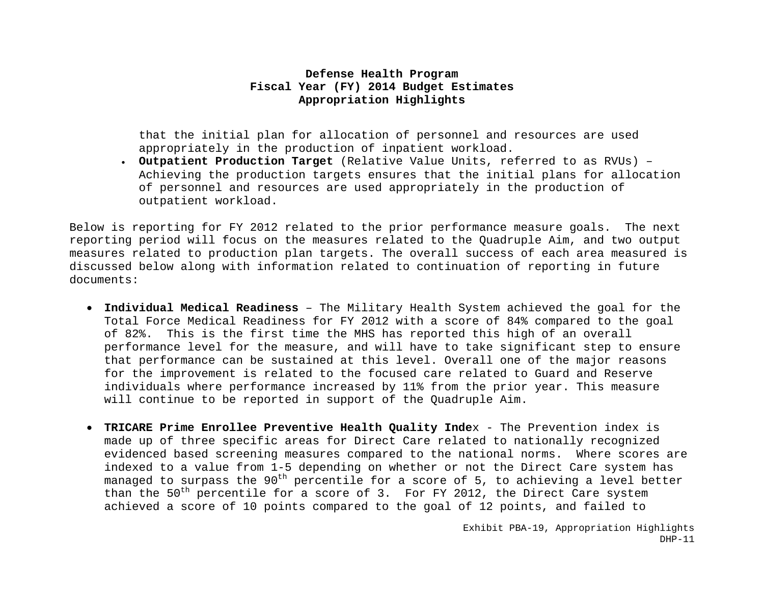that the initial plan for allocation of personnel and resources are used appropriately in the production of inpatient workload.

- **Outpatient Production Target** (Relative Value Units, referred to as RVUs) – Achieving the production targets ensures that the initial plans for allocation of personnel and resources are used appropriately in the production of outpatient workload.

Below is reporting for FY 2012 related to the prior performance measure goals. The next reporting period will focus on the measures related to the Quadruple Aim, and two output measures related to production plan targets. The overall success of each area measured is discussed below along with information related to continuation of reporting in future documents:

- **Individual Medical Readiness** – The Military Health System achieved the goal for the Total Force Medical Readiness for FY 2012 with a score of 84% compared to the goal of 82%. This is the first time the MHS has reported this high of an overall performance level for the measure, and will have to take significant step to ensure that performance can be sustained at this level. Overall one of the major reasons for the improvement is related to the focused care related to Guard and Reserve individuals where performance increased by 11% from the prior year. This measure will continue to be reported in support of the Quadruple Aim.

- **TRICARE Prime Enrollee Preventive Health Quality Inde**x - The Prevention index is made up of three specific areas for Direct Care related to nationally recognized evidenced based screening measures compared to the national norms. Where scores are indexed to a value from 1-5 depending on whether or not the Direct Care system has managed to surpass the 90th percentile for a score of 5, to achieving a level better than the 50th percentile for a score of 3. For FY 2012, the Direct Care system achieved a score of 10 points compared to the goal of 12 points, and failed to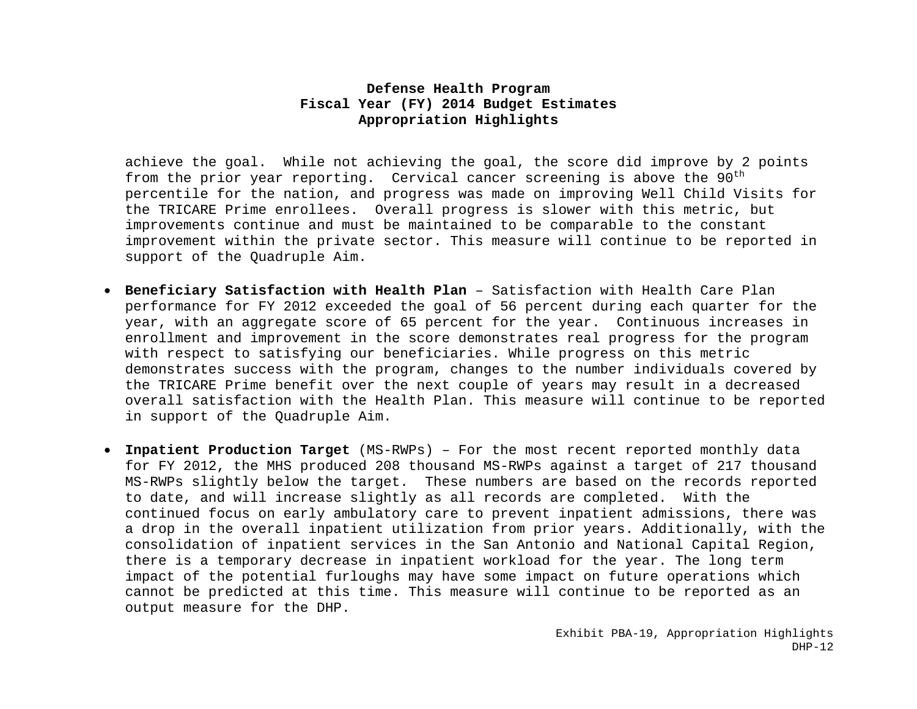achieve the goal. While not achieving the goal, the score did improve by 2 points from the prior year reporting. Cervical cancer screening is above the 90th percentile for the nation, and progress was made on improving Well Child Visits for the TRICARE Prime enrollees. Overall progress is slower with this metric, but improvements continue and must be maintained to be comparable to the constant improvement within the private sector. This measure will continue to be reported in support of the Quadruple Aim.

- **Beneficiary Satisfaction with Health Plan** – Satisfaction with Health Care Plan performance for FY 2012 exceeded the goal of 56 percent during each quarter for the year, with an aggregate score of 65 percent for the year. Continuous increases in enrollment and improvement in the score demonstrates real progress for the program with respect to satisfying our beneficiaries. While progress on this metric demonstrates success with the program, changes to the number individuals covered by the TRICARE Prime benefit over the next couple of years may result in a decreased overall satisfaction with the Health Plan. This measure will continue to be reported in support of the Quadruple Aim.

- **Inpatient Production Target** (MS-RWPs) – For the most recent reported monthly data for FY 2012, the MHS produced 208 thousand MS-RWPs against a target of 217 thousand MS-RWPs slightly below the target. These numbers are based on the records reported to date, and will increase slightly as all records are completed. With the continued focus on early ambulatory care to prevent inpatient admissions, there was a drop in the overall inpatient utilization from prior years. Additionally, with the consolidation of inpatient services in the San Antonio and National Capital Region, there is a temporary decrease in inpatient workload for the year. The long term impact of the potential furloughs may have some impact on future operations which cannot be predicted at this time. This measure will continue to be reported as an output measure for the DHP.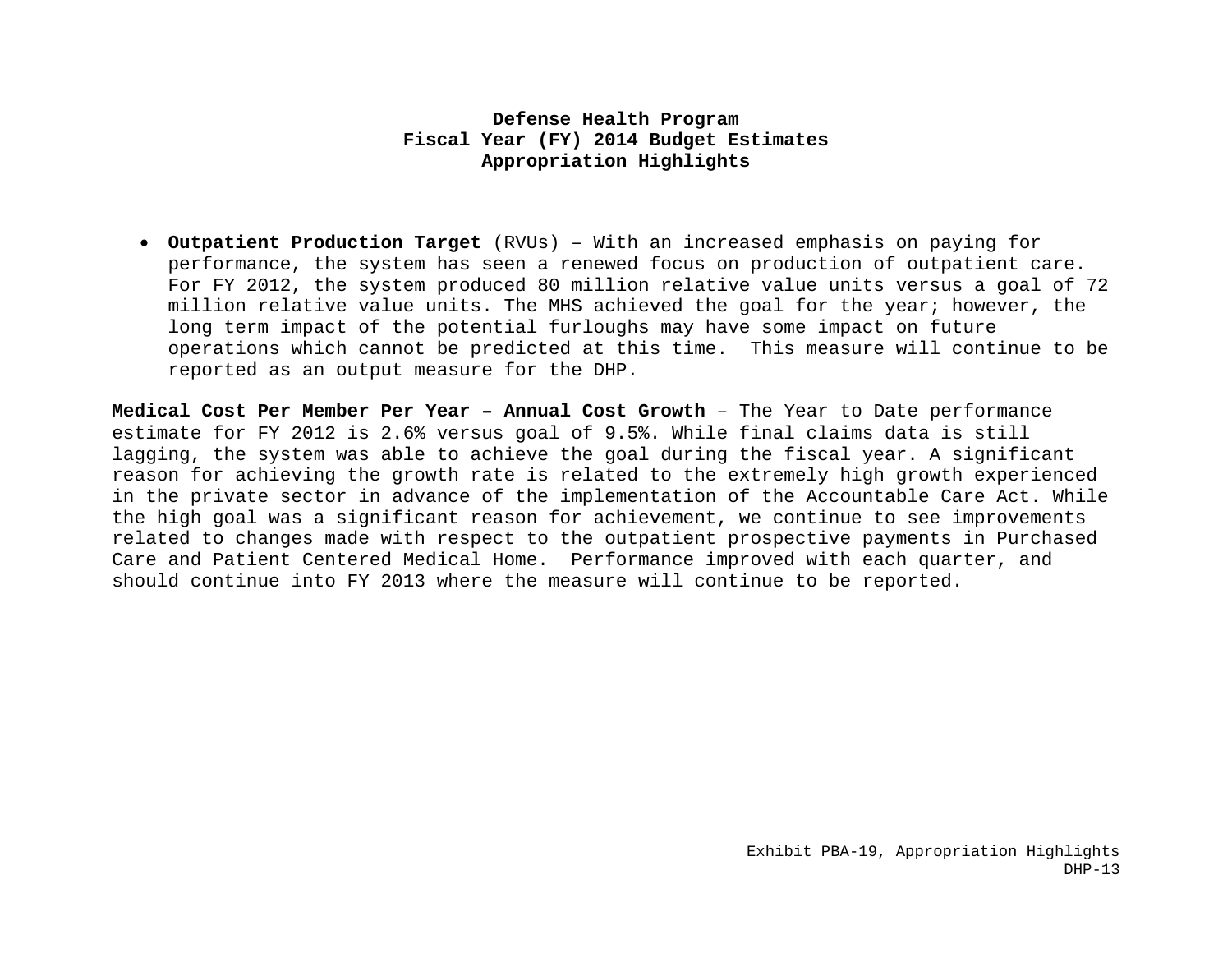**Defense Health Program**
**Fiscal Year (FY) 2014 Budget Estimates**
**Appropriation Highlights**

- **Outpatient Production Target** (RVUs) – With an increased emphasis on paying for performance, the system has seen a renewed focus on production of outpatient care. For FY 2012, the system produced 80 million relative value units versus a goal of 72 million relative value units. The MHS achieved the goal for the year; however, the long term impact of the potential furloughs may have some impact on future operations which cannot be predicted at this time. This measure will continue to be reported as an output measure for the DHP.

**Medical Cost Per Member Per Year – Annual Cost Growth** – The Year to Date performance estimate for FY 2012 is 2.6% versus goal of 9.5%. While final claims data is still lagging, the system was able to achieve the goal during the fiscal year. A significant reason for achieving the growth rate is related to the extremely high growth experienced in the private sector in advance of the implementation of the Accountable Care Act. While the high goal was a significant reason for achievement, we continue to see improvements related to changes made with respect to the outpatient prospective payments in Purchased Care and Patient Centered Medical Home. Performance improved with each quarter, and should continue into FY 2013 where the measure will continue to be reported.

Exhibit PBA-19, Appropriation Highlights